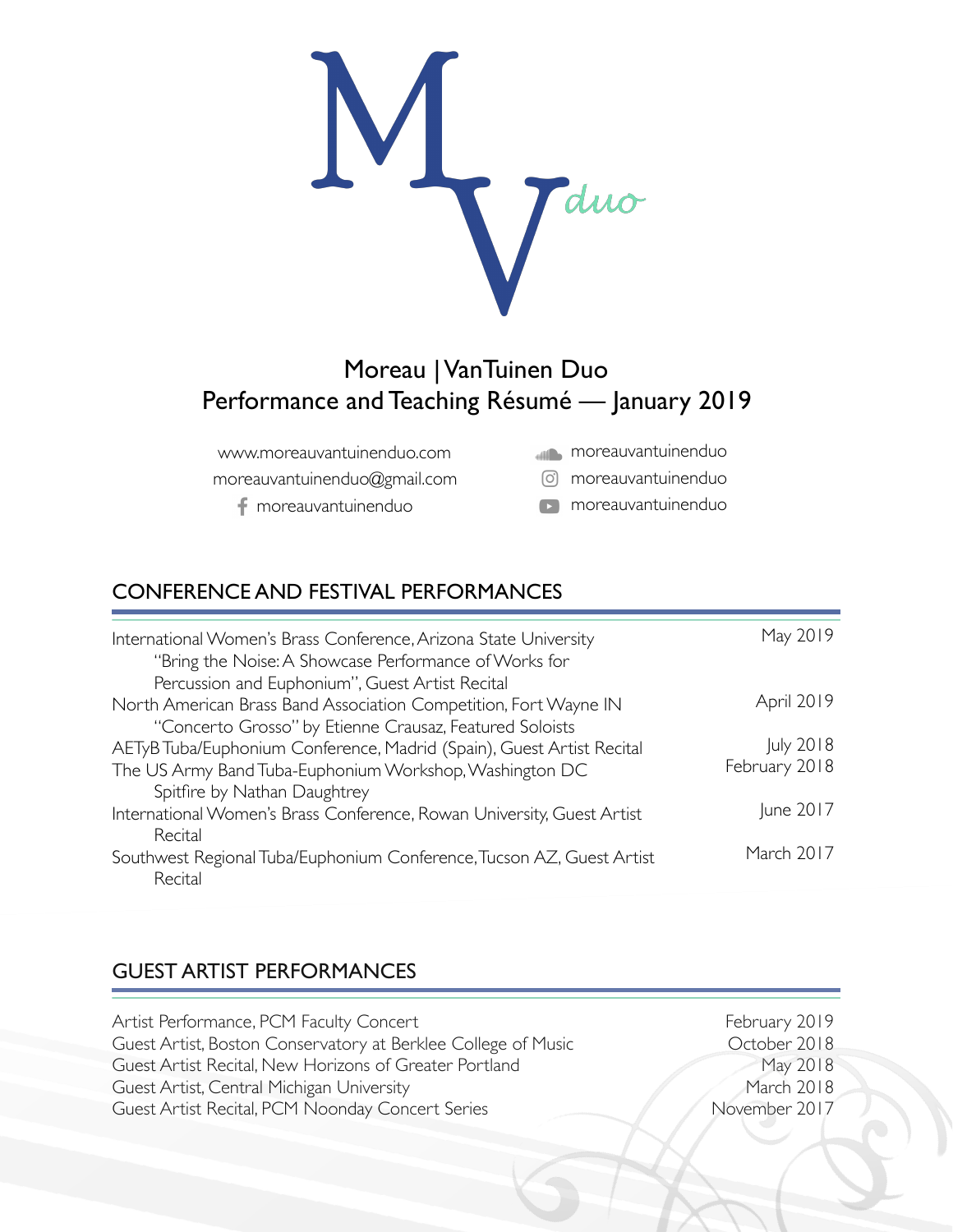# MV duo

## Moreau | VanTuinen Duo
## Performance and Teaching Résumé — January 2019

www.moreauvantuinenduo.com
moreauvantuinenduo@gmail.com
moreauvantuinenduo (Facebook)
moreauvantuinenduo (SoundCloud)
moreauvantuinenduo (Instagram)
moreauvantuinenduo (YouTube)

## CONFERENCE AND FESTIVAL PERFORMANCES

| | |
|---|---|
| International Women's Brass Conference, Arizona State University<br>"Bring the Noise: A Showcase Performance of Works for Percussion and Euphonium", Guest Artist Recital | May 2019 |
| North American Brass Band Association Competition, Fort Wayne IN<br>"Concerto Grosso" by Etienne Crausaz, Featured Soloists | April 2019 |
| AETyB Tuba/Euphonium Conference, Madrid (Spain), Guest Artist Recital | July 2018 |
| The US Army Band Tuba-Euphonium Workshop, Washington DC<br>Spitfire by Nathan Daughtrey | February 2018 |
| International Women's Brass Conference, Rowan University, Guest Artist Recital | June 2017 |
| Southwest Regional Tuba/Euphonium Conference, Tucson AZ, Guest Artist Recital | March 2017 |

## GUEST ARTIST PERFORMANCES

| | |
|---|---|
| Artist Performance, PCM Faculty Concert | February 2019 |
| Guest Artist, Boston Conservatory at Berklee College of Music | October 2018 |
| Guest Artist Recital, New Horizons of Greater Portland | May 2018 |
| Guest Artist, Central Michigan University | March 2018 |
| Guest Artist Recital, PCM Noonday Concert Series | November 2017 |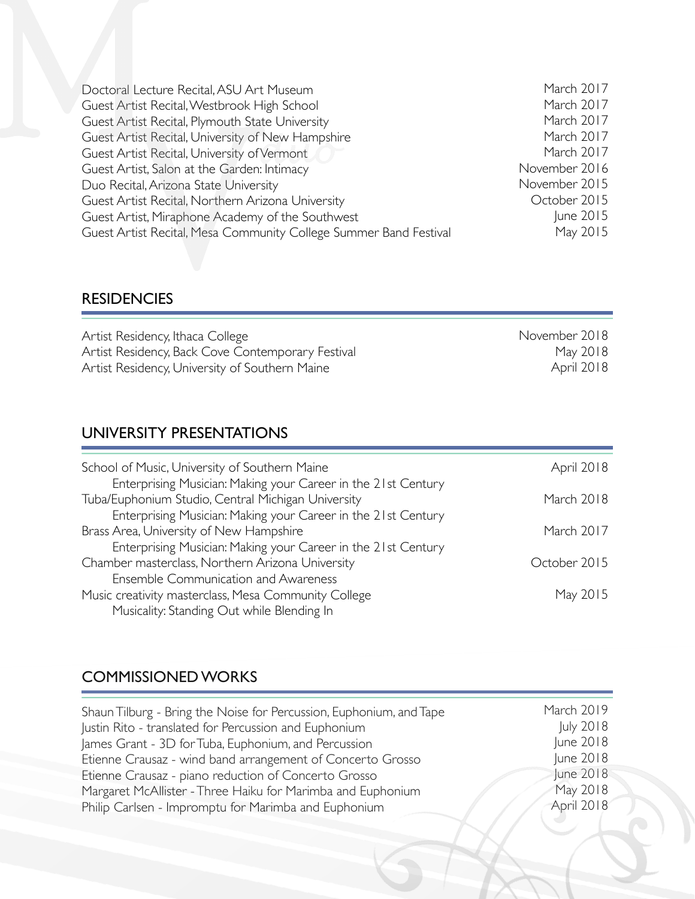| | |
|---|---|
| Doctoral Lecture Recital, ASU Art Museum | March 2017 |
| Guest Artist Recital, Westbrook High School | March 2017 |
| Guest Artist Recital, Plymouth State University | March 2017 |
| Guest Artist Recital, University of New Hampshire | March 2017 |
| Guest Artist Recital, University of Vermont | March 2017 |
| Guest Artist, Salon at the Garden: Intimacy | November 2016 |
| Duo Recital, Arizona State University | November 2015 |
| Guest Artist Recital, Northern Arizona University | October 2015 |
| Guest Artist, Miraphone Academy of the Southwest | June 2015 |
| Guest Artist Recital, Mesa Community College Summer Band Festival | May 2015 |

## RESIDENCIES

| | |
|---|---|
| Artist Residency, Ithaca College | November 2018 |
| Artist Residency, Back Cove Contemporary Festival | May 2018 |
| Artist Residency, University of Southern Maine | April 2018 |

## UNIVERSITY PRESENTATIONS

| | |
|---|---|
| School of Music, University of Southern Maine<br>Enterprising Musician: Making your Career in the 21st Century | April 2018 |
| Tuba/Euphonium Studio, Central Michigan University<br>Enterprising Musician: Making your Career in the 21st Century | March 2018 |
| Brass Area, University of New Hampshire<br>Enterprising Musician: Making your Career in the 21st Century | March 2017 |
| Chamber masterclass, Northern Arizona University<br>Ensemble Communication and Awareness | October 2015 |
| Music creativity masterclass, Mesa Community College<br>Musicality: Standing Out while Blending In | May 2015 |

## COMMISSIONED WORKS

| | |
|---|---|
| Shaun Tilburg - Bring the Noise for Percussion, Euphonium, and Tape | March 2019 |
| Justin Rito - translated for Percussion and Euphonium | July 2018 |
| James Grant - 3D for Tuba, Euphonium, and Percussion | June 2018 |
| Etienne Crausaz - wind band arrangement of Concerto Grosso | June 2018 |
| Etienne Crausaz - piano reduction of Concerto Grosso | June 2018 |
| Margaret McAllister - Three Haiku for Marimba and Euphonium | May 2018 |
| Philip Carlsen - Impromptu for Marimba and Euphonium | April 2018 |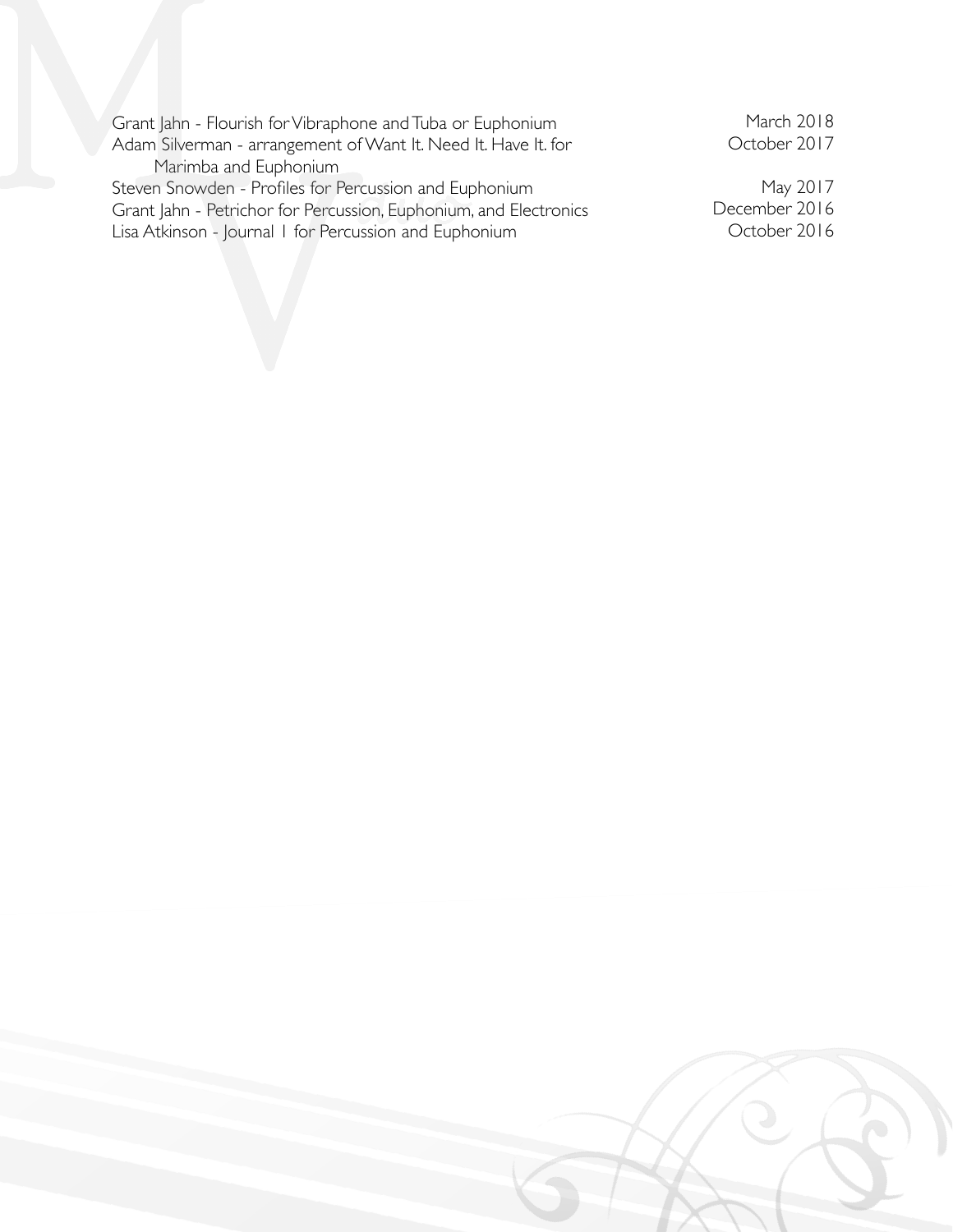Grant Jahn - Flourish for Vibraphone and Tuba or Euphonium — March 2018
Adam Silverman - arrangement of Want It. Need It. Have It. for Marimba and Euphonium — October 2017
Steven Snowden - Profiles for Percussion and Euphonium — May 2017
Grant Jahn - Petrichor for Percussion, Euphonium, and Electronics — December 2016
Lisa Atkinson - Journal 1 for Percussion and Euphonium — October 2016